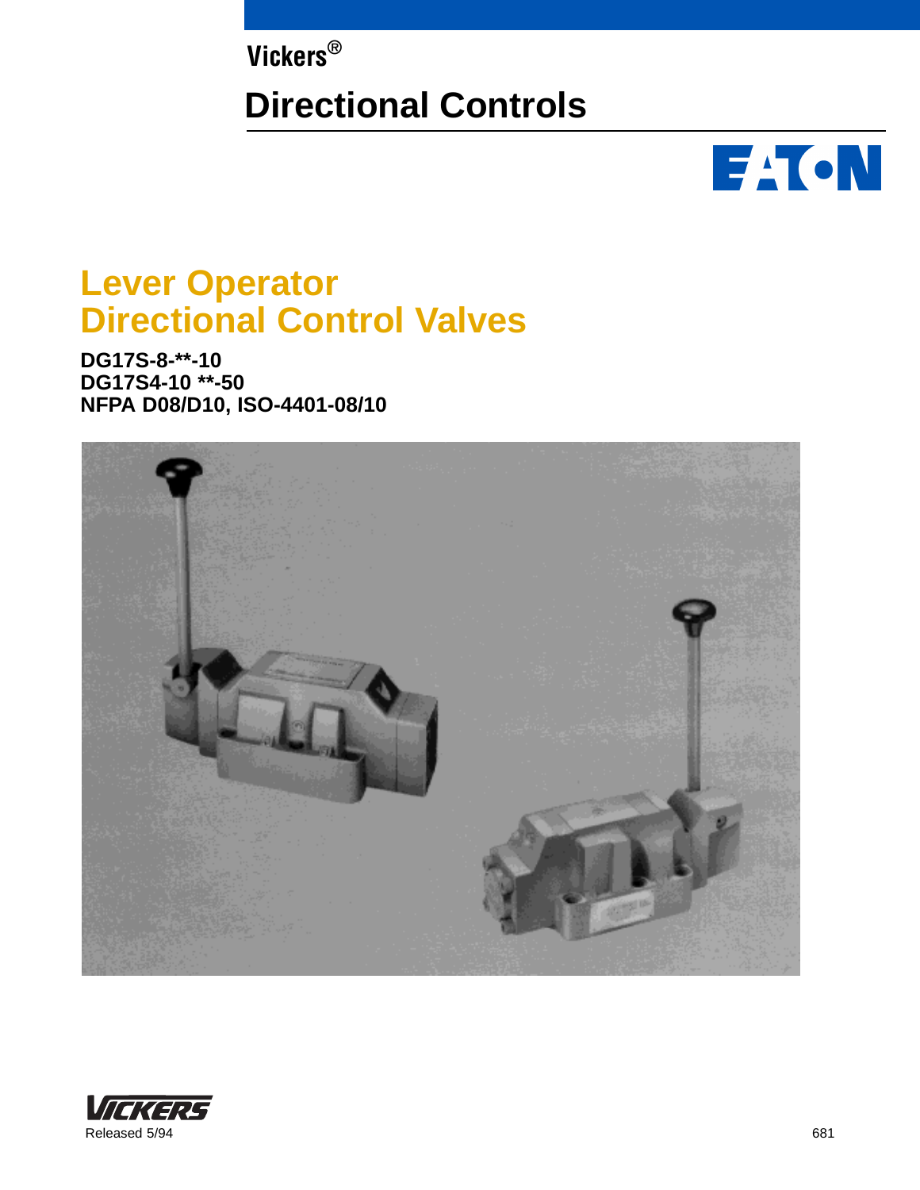Vickers®

# Directional Controls

# Lever Operator Directional Control Valves

**DG17S-8-**-10**
**DG17S4-10 **-50**
**NFPA D08/D10, ISO-4401-08/10**

Released 5/94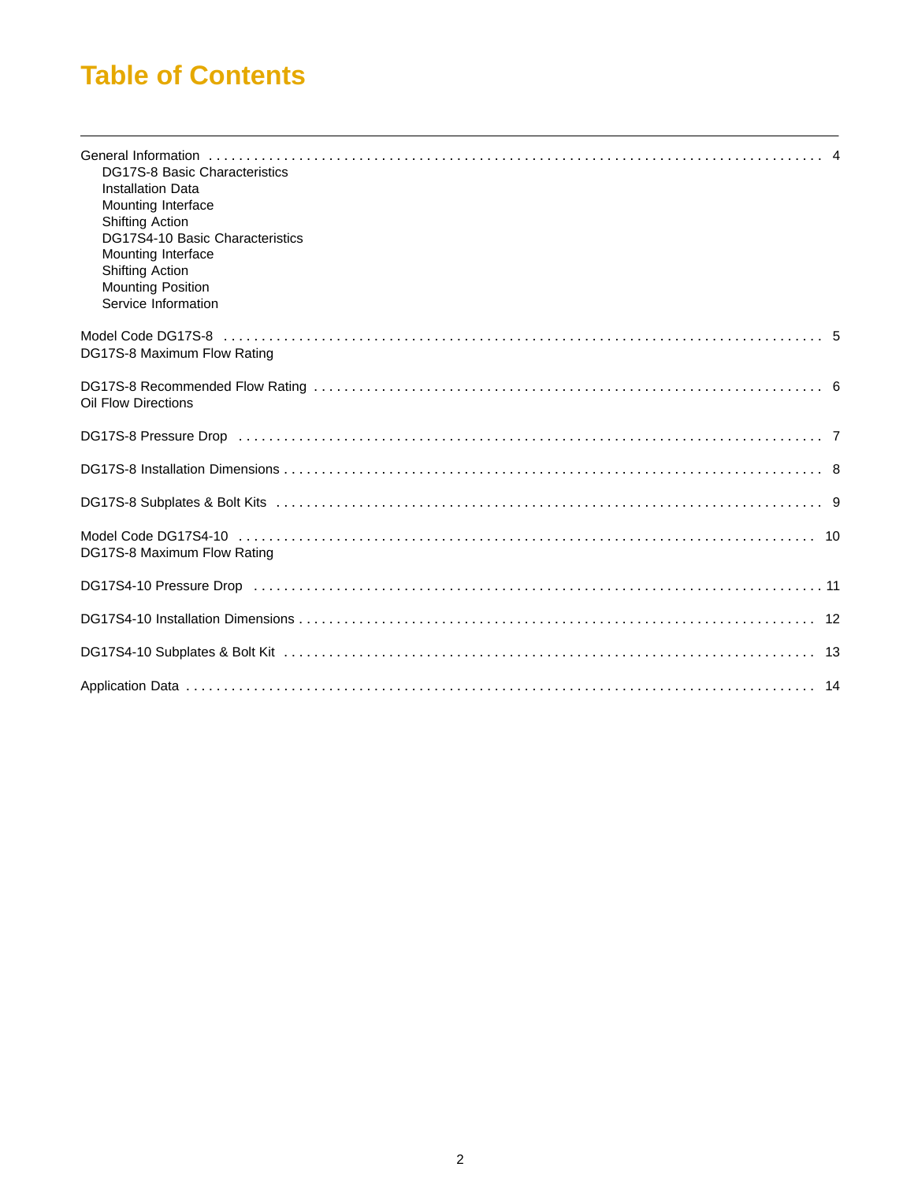# Table of Contents

General Information . . . . . . . . . . . . . . . . . . . . . . . . . . . . . . . . . . . . . . . . . . . . . . . . 4
- DG17S-8 Basic Characteristics
- Installation Data
- Mounting Interface
- Shifting Action
- DG17S4-10 Basic Characteristics
- Mounting Interface
- Shifting Action
- Mounting Position
- Service Information

Model Code DG17S-8 . . . . . . . . . . . . . . . . . . . . . . . . . . . . . . . . . . . . . . . . . . . . . . . . 5
DG17S-8 Maximum Flow Rating

DG17S-8 Recommended Flow Rating . . . . . . . . . . . . . . . . . . . . . . . . . . . . . . . . . . . . 6
Oil Flow Directions

DG17S-8 Pressure Drop . . . . . . . . . . . . . . . . . . . . . . . . . . . . . . . . . . . . . . . . . . . . . . 7

DG17S-8 Installation Dimensions . . . . . . . . . . . . . . . . . . . . . . . . . . . . . . . . . . . . . . . 8

DG17S-8 Subplates & Bolt Kits . . . . . . . . . . . . . . . . . . . . . . . . . . . . . . . . . . . . . . . . . 9

Model Code DG17S4-10 . . . . . . . . . . . . . . . . . . . . . . . . . . . . . . . . . . . . . . . . . . . . . . 10
DG17S-8 Maximum Flow Rating

DG17S4-10 Pressure Drop . . . . . . . . . . . . . . . . . . . . . . . . . . . . . . . . . . . . . . . . . . . . 11

DG17S4-10 Installation Dimensions . . . . . . . . . . . . . . . . . . . . . . . . . . . . . . . . . . . . . 12

DG17S4-10 Subplates & Bolt Kit . . . . . . . . . . . . . . . . . . . . . . . . . . . . . . . . . . . . . . . 13

Application Data . . . . . . . . . . . . . . . . . . . . . . . . . . . . . . . . . . . . . . . . . . . . . . . . . . . 14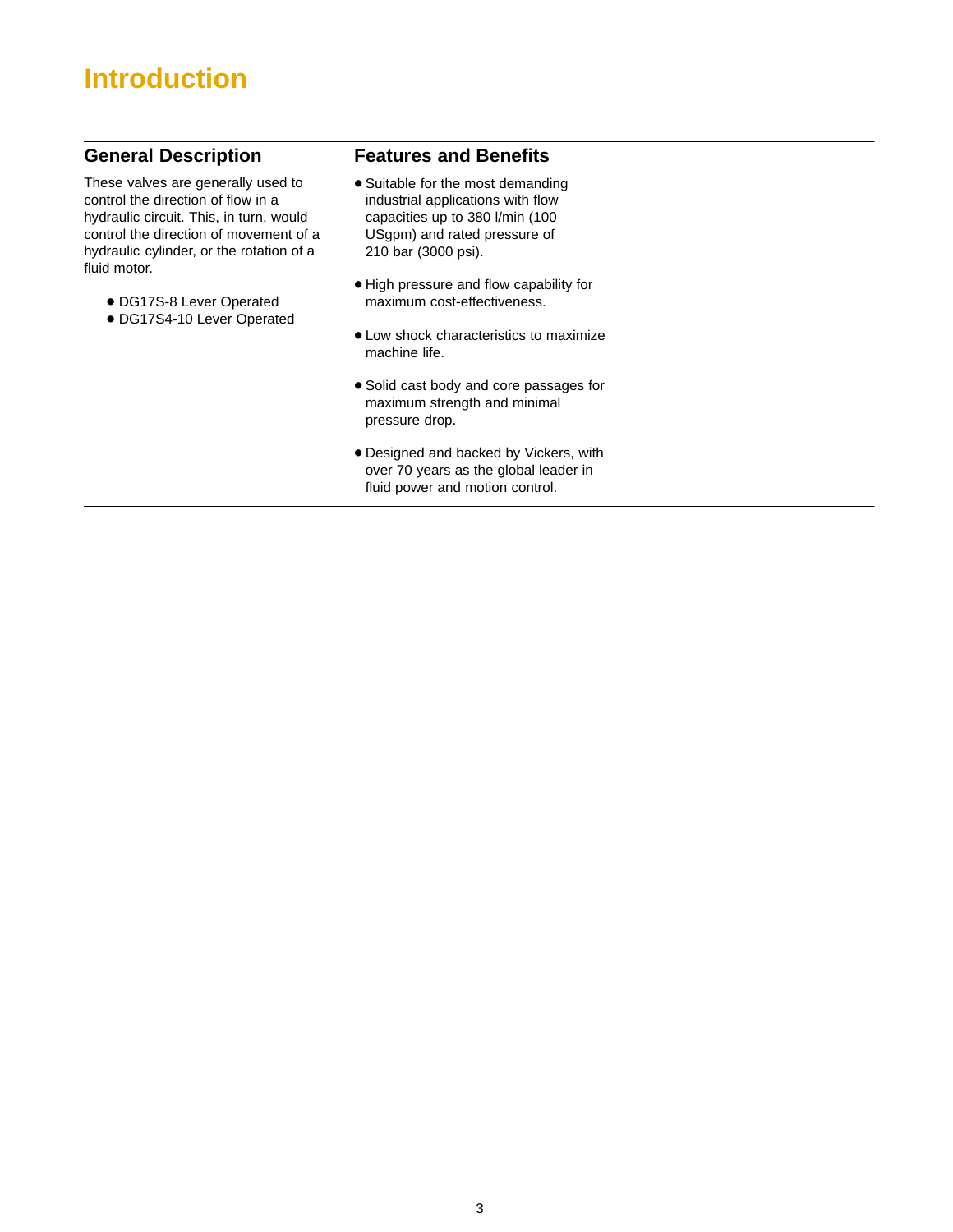# Introduction

## General Description

These valves are generally used to control the direction of flow in a hydraulic circuit. This, in turn, would control the direction of movement of a hydraulic cylinder, or the rotation of a fluid motor.

- DG17S-8 Lever Operated
- DG17S4-10 Lever Operated

## Features and Benefits

- Suitable for the most demanding industrial applications with flow capacities up to 380 l/min (100 USgpm) and rated pressure of 210 bar (3000 psi).
- High pressure and flow capability for maximum cost-effectiveness.
- Low shock characteristics to maximize machine life.
- Solid cast body and core passages for maximum strength and minimal pressure drop.
- Designed and backed by Vickers, with over 70 years as the global leader in fluid power and motion control.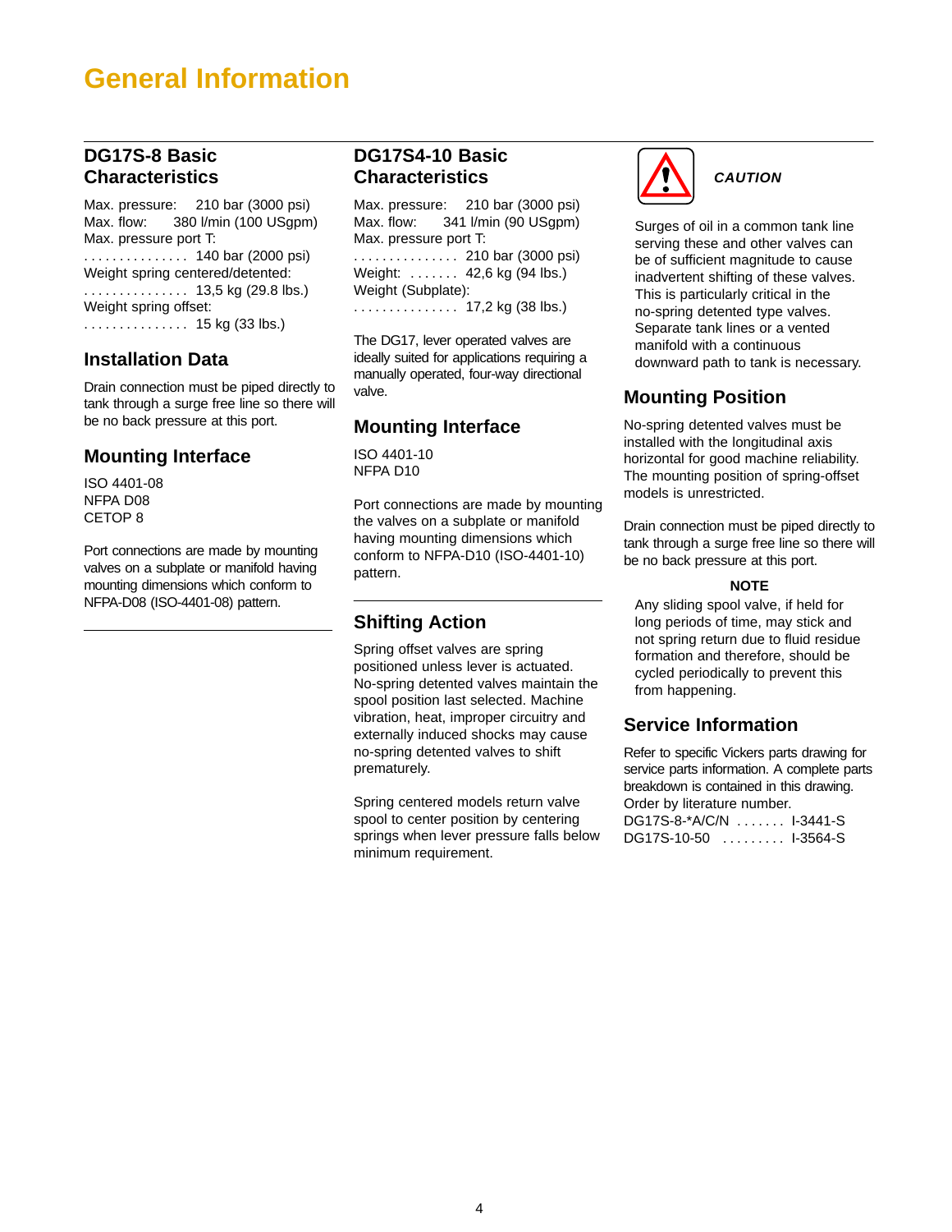# General Information

## DG17S-8 Basic Characteristics

Max. pressure: 210 bar (3000 psi)
Max. flow: 380 l/min (100 USgpm)
Max. pressure port T:
. . . . . . . . . . . . . . . 140 bar (2000 psi)
Weight spring centered/detented:
. . . . . . . . . . . . . . . 13,5 kg (29.8 lbs.)
Weight spring offset:
. . . . . . . . . . . . . . . 15 kg (33 lbs.)

## Installation Data

Drain connection must be piped directly to tank through a surge free line so there will be no back pressure at this port.

## Mounting Interface

ISO 4401-08
NFPA D08
CETOP 8

Port connections are made by mounting valves on a subplate or manifold having mounting dimensions which conform to NFPA-D08 (ISO-4401-08) pattern.

## DG17S4-10 Basic Characteristics

Max. pressure: 210 bar (3000 psi)
Max. flow: 341 l/min (90 USgpm)
Max. pressure port T:
. . . . . . . . . . . . . . . 210 bar (3000 psi)
Weight: . . . . . . . 42,6 kg (94 lbs.)
Weight (Subplate):
. . . . . . . . . . . . . . . 17,2 kg (38 lbs.)

The DG17, lever operated valves are ideally suited for applications requiring a manually operated, four-way directional valve.

## Mounting Interface

ISO 4401-10
NFPA D10

Port connections are made by mounting the valves on a subplate or manifold having mounting dimensions which conform to NFPA-D10 (ISO-4401-10) pattern.

## Shifting Action

Spring offset valves are spring positioned unless lever is actuated. No-spring detented valves maintain the spool position last selected. Machine vibration, heat, improper circuitry and externally induced shocks may cause no-spring detented valves to shift prematurely.

Spring centered models return valve spool to center position by centering springs when lever pressure falls below minimum requirement.

***CAUTION***

Surges of oil in a common tank line serving these and other valves can be of sufficient magnitude to cause inadvertent shifting of these valves. This is particularly critical in the no-spring detented type valves. Separate tank lines or a vented manifold with a continuous downward path to tank is necessary.

## Mounting Position

No-spring detented valves must be installed with the longitudinal axis horizontal for good machine reliability. The mounting position of spring-offset models is unrestricted.

Drain connection must be piped directly to tank through a surge free line so there will be no back pressure at this port.

**NOTE**

Any sliding spool valve, if held for long periods of time, may stick and not spring return due to fluid residue formation and therefore, should be cycled periodically to prevent this from happening.

## Service Information

Refer to specific Vickers parts drawing for service parts information. A complete parts breakdown is contained in this drawing. Order by literature number.
DG17S-8-*A/C/N . . . . . . . I-3441-S
DG17S-10-50 . . . . . . . . . I-3564-S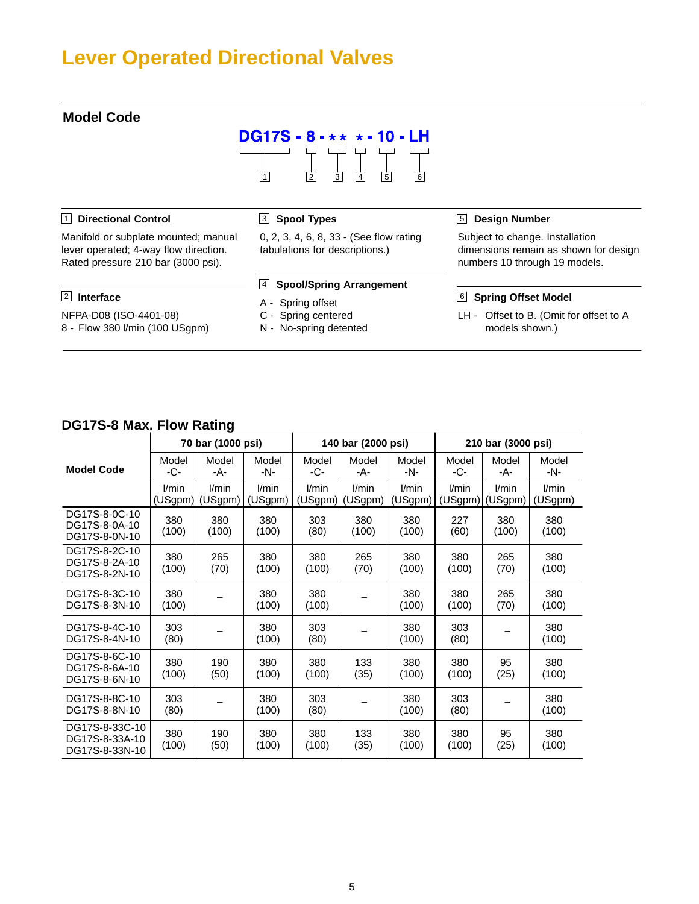# Lever Operated Directional Valves

## Model Code

**DG17S - 8 - * * * - 10 - LH**

1 2 3 4 5 6

**1 Directional Control**

Manifold or subplate mounted; manual lever operated; 4-way flow direction. Rated pressure 210 bar (3000 psi).

**2 Interface**

NFPA-D08 (ISO-4401-08)
8 - Flow 380 l/min (100 USgpm)

**3 Spool Types**

0, 2, 3, 4, 6, 8, 33 - (See flow rating tabulations for descriptions.)

**4 Spool/Spring Arrangement**

A - Spring offset
C - Spring centered
N - No-spring detented

**5 Design Number**

Subject to change. Installation dimensions remain as shown for design numbers 10 through 19 models.

**6 Spring Offset Model**

LH - Offset to B. (Omit for offset to A models shown.)

## DG17S-8 Max. Flow Rating

| Model Code | 70 bar (1000 psi) | | | 140 bar (2000 psi) | | | 210 bar (3000 psi) | | |
|---|---|---|---|---|---|---|---|---|---|
| | Model -C- | Model -A- | Model -N- | Model -C- | Model -A- | Model -N- | Model -C- | Model -A- | Model -N- |
| | l/min (USgpm) | l/min (USgpm) | l/min (USgpm) | l/min (USgpm) | l/min (USgpm) | l/min (USgpm) | l/min (USgpm) | l/min (USgpm) | l/min (USgpm) |
| DG17S-8-0C-10 DG17S-8-0A-10 DG17S-8-0N-10 | 380 (100) | 380 (100) | 380 (100) | 303 (80) | 380 (100) | 380 (100) | 227 (60) | 380 (100) | 380 (100) |
| DG17S-8-2C-10 DG17S-8-2A-10 DG17S-8-2N-10 | 380 (100) | 265 (70) | 380 (100) | 380 (100) | 265 (70) | 380 (100) | 380 (100) | 265 (70) | 380 (100) |
| DG17S-8-3C-10 DG17S-8-3N-10 | 380 (100) | – | 380 (100) | 380 (100) | – | 380 (100) | 380 (100) | 265 (70) | 380 (100) |
| DG17S-8-4C-10 DG17S-8-4N-10 | 303 (80) | – | 380 (100) | 303 (80) | – | 380 (100) | 303 (80) | – | 380 (100) |
| DG17S-8-6C-10 DG17S-8-6A-10 DG17S-8-6N-10 | 380 (100) | 190 (50) | 380 (100) | 380 (100) | 133 (35) | 380 (100) | 380 (100) | 95 (25) | 380 (100) |
| DG17S-8-8C-10 DG17S-8-8N-10 | 303 (80) | – | 380 (100) | 303 (80) | – | 380 (100) | 303 (80) | – | 380 (100) |
| DG17S-8-33C-10 DG17S-8-33A-10 DG17S-8-33N-10 | 380 (100) | 190 (50) | 380 (100) | 380 (100) | 133 (35) | 380 (100) | 380 (100) | 95 (25) | 380 (100) |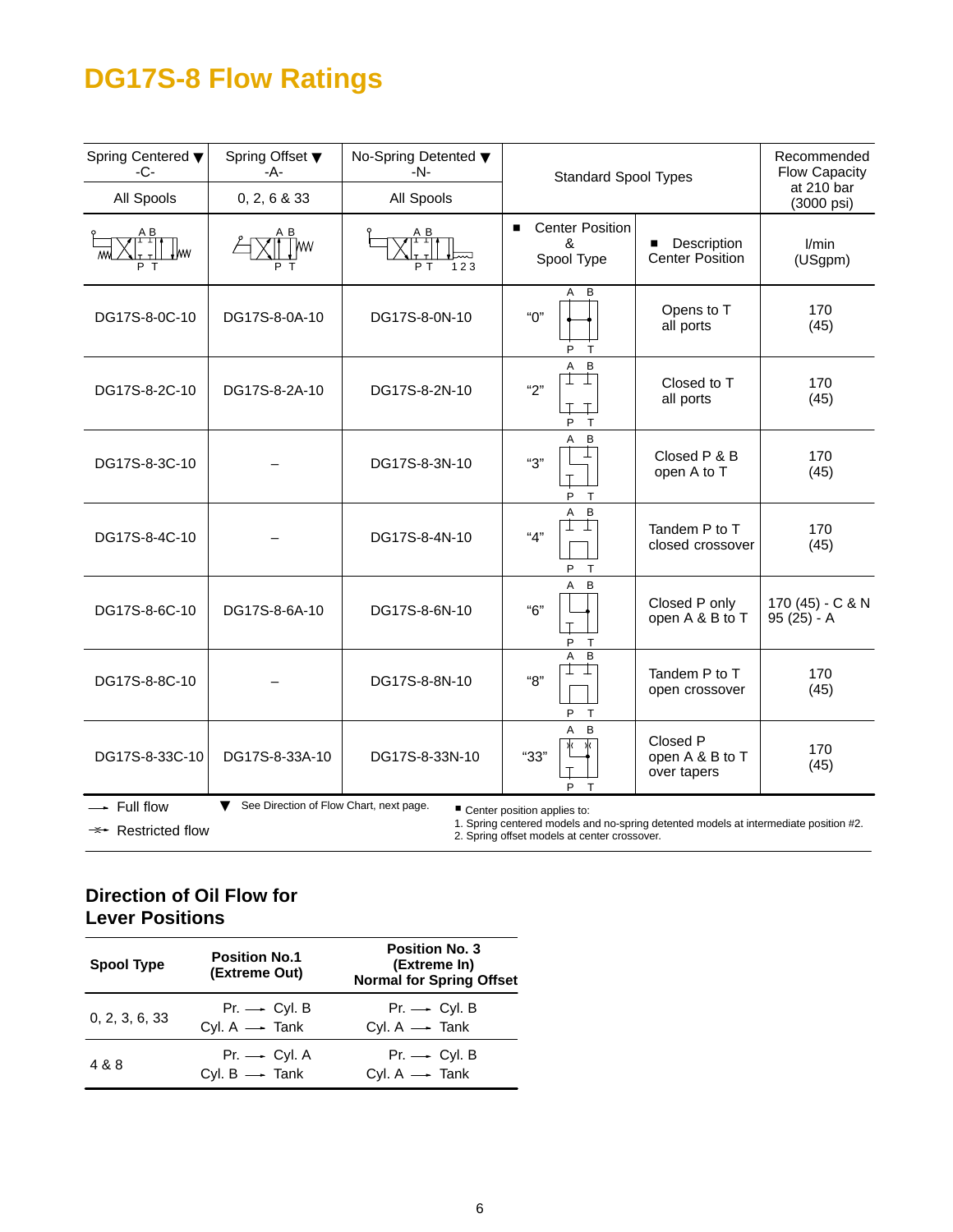# DG17S-8 Flow Ratings

| Spring Centered ▼ -C- | Spring Offset ▼ -A- | No-Spring Detented ▼ -N- | Standard Spool Types | | Recommended Flow Capacity at 210 bar (3000 psi) |
|---|---|---|---|---|---|
| All Spools | 0, 2, 6 & 33 | All Spools | | | |
| | | | ■ Center Position & Spool Type | ■ Description Center Position | l/min (USgpm) |
| DG17S-8-0C-10 | DG17S-8-0A-10 | DG17S-8-0N-10 | "0" | Opens to T all ports | 170 (45) |
| DG17S-8-2C-10 | DG17S-8-2A-10 | DG17S-8-2N-10 | "2" | Closed to T all ports | 170 (45) |
| DG17S-8-3C-10 | – | DG17S-8-3N-10 | "3" | Closed P & B open A to T | 170 (45) |
| DG17S-8-4C-10 | – | DG17S-8-4N-10 | "4" | Tandem P to T closed crossover | 170 (45) |
| DG17S-8-6C-10 | DG17S-8-6A-10 | DG17S-8-6N-10 | "6" | Closed P only open A & B to T | 170 (45) - C & N 95 (25) - A |
| DG17S-8-8C-10 | – | DG17S-8-8N-10 | "8" | Tandem P to T open crossover | 170 (45) |
| DG17S-8-33C-10 | DG17S-8-33A-10 | DG17S-8-33N-10 | "33" | Closed P open A & B to T over tapers | 170 (45) |

→ Full flow
⇢ Restricted flow

▼ See Direction of Flow Chart, next page.

■ Center position applies to:
1. Spring centered models and no-spring detented models at intermediate position #2.
2. Spring offset models at center crossover.

## Direction of Oil Flow for Lever Positions

| Spool Type | Position No.1 (Extreme Out) | Position No. 3 (Extreme In) Normal for Spring Offset |
|---|---|---|
| 0, 2, 3, 6, 33 | Pr. → Cyl. B<br>Cyl. A → Tank | Pr. → Cyl. B<br>Cyl. A → Tank |
| 4 & 8 | Pr. → Cyl. A<br>Cyl. B → Tank | Pr. → Cyl. B<br>Cyl. A → Tank |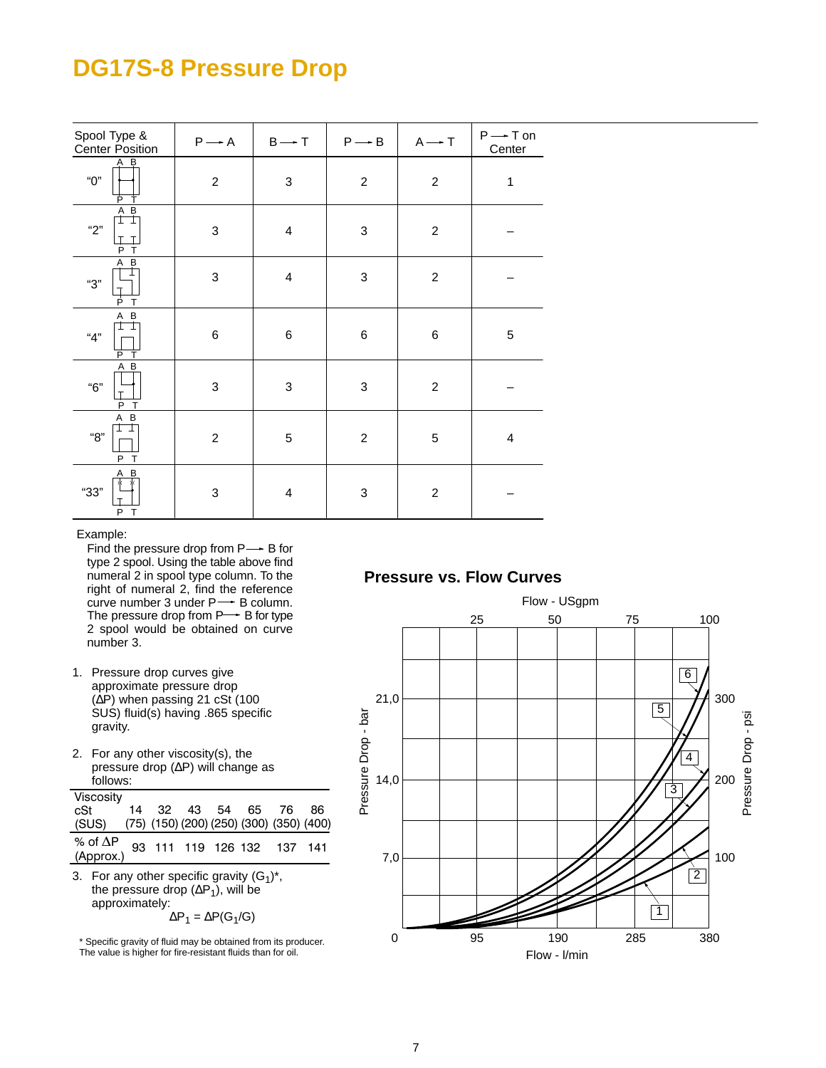# DG17S-8 Pressure Drop

| Spool Type & Center Position | P → A | B → T | P → B | A → T | P → T on Center |
|---|---|---|---|---|---|
| "0" | 2 | 3 | 2 | 2 | 1 |
| "2" | 3 | 4 | 3 | 2 | – |
| "3" | 3 | 4 | 3 | 2 | – |
| "4" | 6 | 6 | 6 | 6 | 5 |
| "6" | 3 | 3 | 3 | 2 | – |
| "8" | 2 | 5 | 2 | 5 | 4 |
| "33" | 3 | 4 | 3 | 2 | – |

Example:

Find the pressure drop from P → B for type 2 spool. Using the table above find numeral 2 in spool type column. To the right of numeral 2, find the reference curve number 3 under P → B column. The pressure drop from P → B for type 2 spool would be obtained on curve number 3.

1. Pressure drop curves give approximate pressure drop ($\Delta P$) when passing 21 cSt (100 SUS) fluid(s) having .865 specific gravity.

2. For any other viscosity(s), the pressure drop ($\Delta P$) will change as follows:

| Viscosity cSt (SUS) | 14 (75) | 32 (150) | 43 (200) | 54 (250) | 65 (300) | 76 (350) | 86 (400) |
|---|---|---|---|---|---|---|---|
| % of $\Delta P$ (Approx.) | 93 | 111 | 119 | 126 | 132 | 137 | 141 |

3. For any other specific gravity ($G_1$)*, the pressure drop ($\Delta P_1$), will be approximately:

$$\Delta P_1 = \Delta P(G_1/G)$$

\* Specific gravity of fluid may be obtained from its producer. The value is higher for fire-resistant fluids than for oil.

## Pressure vs. Flow Curves

Flow - USgpm: 25, 50, 75, 100

Pressure Drop - bar: 0, 7,0, 14,0, 21,0

Pressure Drop - psi: 100, 200, 300

Flow - l/min: 95, 190, 285, 380

Curves: 1, 2, 3, 4, 5, 6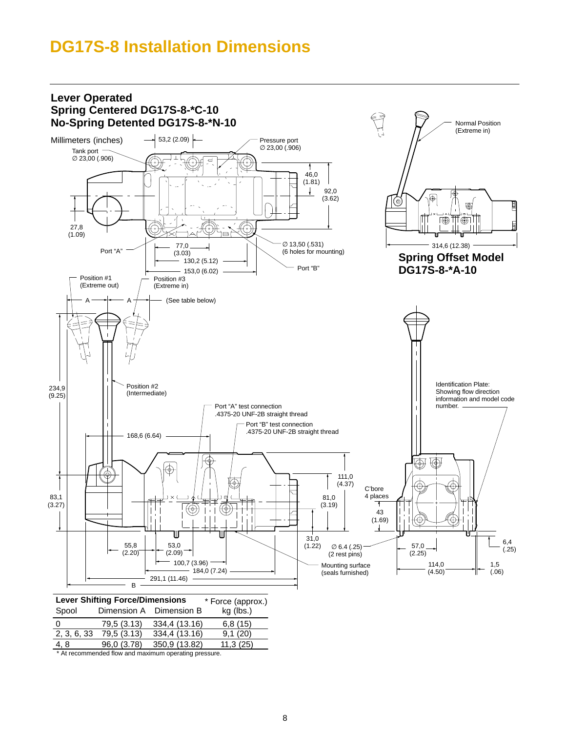# DG17S-8 Installation Dimensions

## Lever Operated
## Spring Centered DG17S-8-*C-10
## No-Spring Detented DG17S-8-*N-10

Millimeters (inches)

53,2 (2.09)

Tank port
∅ 23,00 (.906)

Pressure port
∅ 23,00 (.906)

46,0
(1.81)

92,0
(3.62)

27,8
(1.09)

Port "A"

77,0
(3.03)

∅ 13,50 (.531)
(6 holes for mounting)

130,2 (5.12)

Port "B"

153,0 (6.02)

Normal Position
(Extreme in)

314,6 (12.38)

**Spring Offset Model**
**DG17S-8-*A-10**

Position #1
(Extreme out)

Position #3
(Extreme in)

A A (See table below)

234,9
(9.25)

Position #2
(Intermediate)

Port "A" test connection
.4375-20 UNF-2B straight thread

Port "B" test connection
.4375-20 UNF-2B straight thread

Identification Plate:
Showing flow direction information and model code number.

168,6 (6.64)

111,0
(4.37)

81,0
(3.19)

C'bore
4 places

43
(1.69)

83,1
(3.27)

31,0
(1.22)

∅ 6.4 (.25)
(2 rest pins)

57,0
(2.25)

6,4
(.25)

55,8
(2.20)

53,0
(2.09)

100,7 (3.96)

184,0 (7.24)

Mounting surface
(seals furnished)

114,0
(4.50)

1,5
(.06)

291,1 (11.46)

B

**Lever Shifting Force/Dimensions**

| Spool | Dimension A | Dimension B | * Force (approx.) kg (lbs.) |
|---|---|---|---|
| 0 | 79,5 (3.13) | 334,4 (13.16) | 6,8 (15) |
| 2, 3, 6, 33 | 79,5 (3.13) | 334,4 (13.16) | 9,1 (20) |
| 4, 8 | 96,0 (3.78) | 350,9 (13.82) | 11,3 (25) |

\* At recommended flow and maximum operating pressure.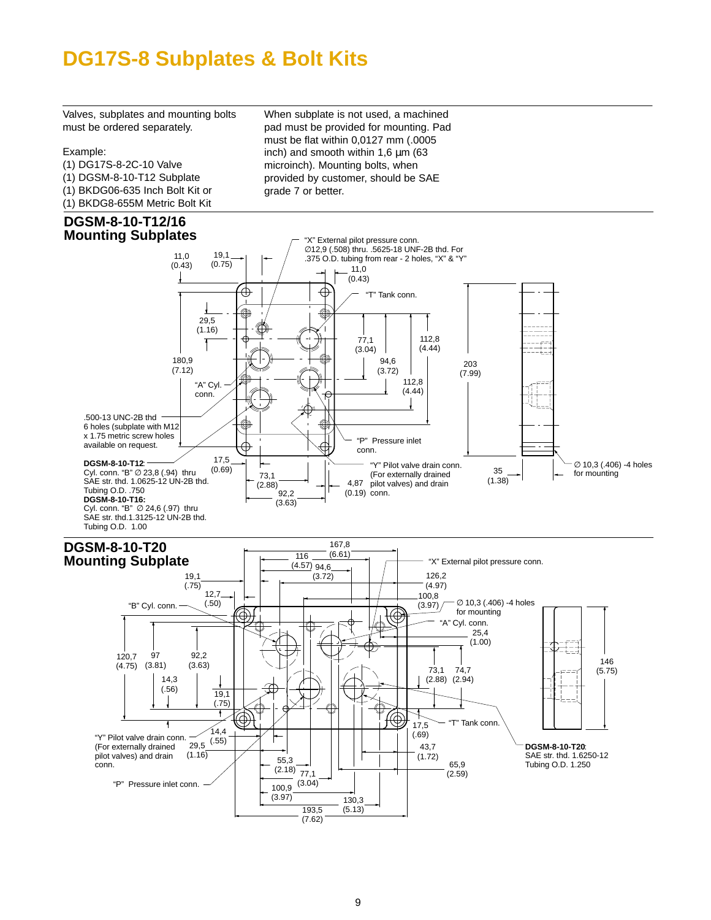# DG17S-8 Subplates & Bolt Kits

Valves, subplates and mounting bolts must be ordered separately.

Example:
(1) DG17S-8-2C-10 Valve
(1) DGSM-8-10-T12 Subplate
(1) BKDG06-635 Inch Bolt Kit or
(1) BKDG8-655M Metric Bolt Kit

When subplate is not used, a machined pad must be provided for mounting. Pad must be flat within 0,0127 mm (.0005 inch) and smooth within 1,6 µm (63 microinch). Mounting bolts, when provided by customer, should be SAE grade 7 or better.

## DGSM-8-10-T12/16 Mounting Subplates

"X" External pilot pressure conn. ∅12,9 (.508) thru. .5625-18 UNF-2B thd. For .375 O.D. tubing from rear - 2 holes, "X" & "Y"

"T" Tank conn.

"A" Cyl. conn.

.500-13 UNC-2B thd 6 holes (subplate with M12 x 1.75 metric screw holes available on request.

"P" Pressure inlet conn.

"Y" Pilot valve drain conn. (For externally drained pilot valves) and drain conn.

∅ 10,3 (.406) -4 holes for mounting

**DGSM-8-10-T12**:
Cyl. conn. "B" ∅ 23,8 (.94) thru SAE str. thd. 1.0625-12 UN-2B thd. Tubing O.D. .750

**DGSM-8-10-T16:**
Cyl. conn. "B" ∅ 24,6 (.97) thru SAE str. thd.1.3125-12 UN-2B thd. Tubing O.D. 1.00

Dimensions: 11,0 (0.43); 19,1 (0.75); 11,0 (0.43); 29,5 (1.16); 180,9 (7.12); 77,1 (3.04); 112,8 (4.44); 94,6 (3.72); 112,8 (4.44); 203 (7.99); 17,5 (0.69); 73,1 (2.88); 92,2 (3.63); 4,87 (0.19); 35 (1.38)

## DGSM-8-10-T20 Mounting Subplate

"X" External pilot pressure conn.

"B" Cyl. conn.

∅ 10,3 (.406) -4 holes for mounting

"A" Cyl. conn.

"T" Tank conn.

"Y" Pilot valve drain conn. (For externally drained pilot valves) and drain conn.

"P" Pressure inlet conn.

**DGSM-8-10-T20**:
SAE str. thd. 1.6250-12 Tubing O.D. 1.250

Dimensions: 167,8 (6.61); 116 (4.57); 94,6 (3.72); 126,2 (4.97); 100,8 (3.97); 19,1 (.75); 12,7 (.50); 25,4 (1.00); 120,7 (4.75); 97 (3.81); 92,2 (3.63); 14,3 (.56); 19,1 (.75); 73,1 (2.88); 74,7 (2.94); 146 (5.75); 14,4 (.55); 29,5 (1.16); 17,5 (.69); 43,7 (1.72); 55,3 (2.18); 77,1 (3.04); 65,9 (2.59); 100,9 (3.97); 130,3 (5.13); 193,5 (7.62)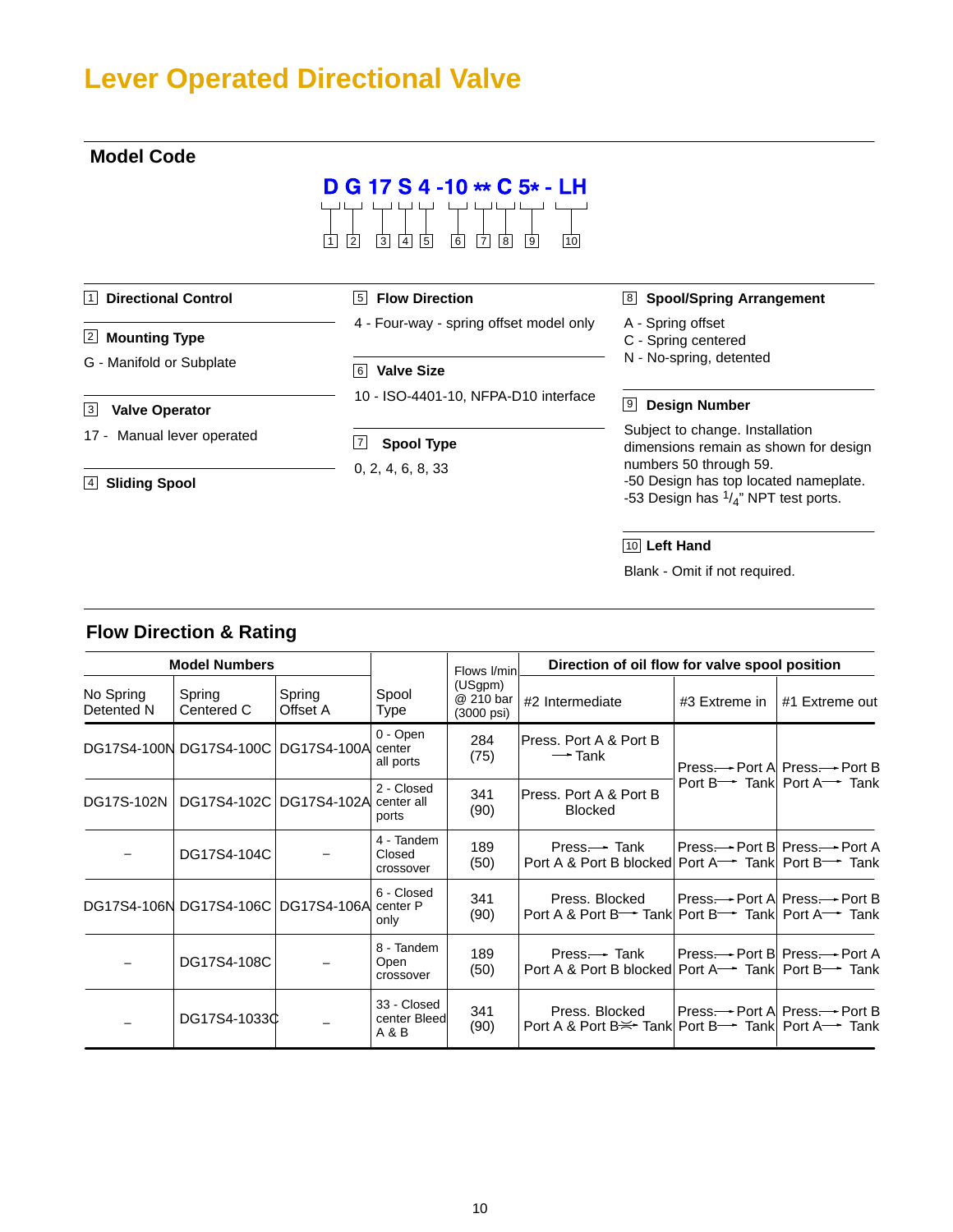# Lever Operated Directional Valve

## Model Code

**D G 17 S 4 -10 ** C 5* - LH**

(1) D, (2) G, (3) 17, (4) S, (5) 4, (6) 10, (7) **, (8) C, (9) 5*, (10) LH

**1 Directional Control**

**2 Mounting Type**

G - Manifold or Subplate

**3 Valve Operator**

17 - Manual lever operated

**4 Sliding Spool**

**5 Flow Direction**

4 - Four-way - spring offset model only

**6 Valve Size**

10 - ISO-4401-10, NFPA-D10 interface

**7 Spool Type**

0, 2, 4, 6, 8, 33

**8 Spool/Spring Arrangement**

A - Spring offset
C - Spring centered
N - No-spring, detented

**9 Design Number**

Subject to change. Installation dimensions remain as shown for design numbers 50 through 59.
-50 Design has top located nameplate.
-53 Design has $^{1}/_{4}$" NPT test ports.

**10 Left Hand**

Blank - Omit if not required.

## Flow Direction & Rating

| Model Numbers | | | Spool Type | Flows l/min (USgpm) @ 210 bar (3000 psi) | Direction of oil flow for valve spool position | | |
|---|---|---|---|---|---|---|---|
| No Spring Detented N | Spring Centered C | Spring Offset A | | | #2 Intermediate | #3 Extreme in | #1 Extreme out |
| DG17S4-100N | DG17S4-100C | DG17S4-100A | 0 - Open center all ports | 284 (75) | Press. Port A & Port B → Tank | Press.→ Port A Port B→ Tank | Press.→ Port B Port A→ Tank |
| DG17S-102N | DG17S4-102C | DG17S4-102A | 2 - Closed center all ports | 341 (90) | Press. Port A & Port B Blocked | Press.→ Port A Port B→ Tank | Press.→ Port B Port A→ Tank |
| – | DG17S4-104C | – | 4 - Tandem Closed crossover | 189 (50) | Press.→ Tank Port A & Port B blocked | Press.→ Port B Port A→ Tank | Press.→ Port A Port B→ Tank |
| DG17S4-106N | DG17S4-106C | DG17S4-106A | 6 - Closed center P only | 341 (90) | Press. Blocked Port A & Port B→ Tank | Press.→ Port A Port B→ Tank | Press.→ Port B Port A→ Tank |
| – | DG17S4-108C | – | 8 - Tandem Open crossover | 189 (50) | Press.→ Tank Port A & Port B blocked | Press.→ Port B Port A→ Tank | Press.→ Port A Port B→ Tank |
| – | DG17S4-1033C | – | 33 - Closed center Bleed A & B | 341 (90) | Press. Blocked Port A & Port B⇝ Tank | Press.→ Port A Port B→ Tank | Press.→ Port B Port A→ Tank |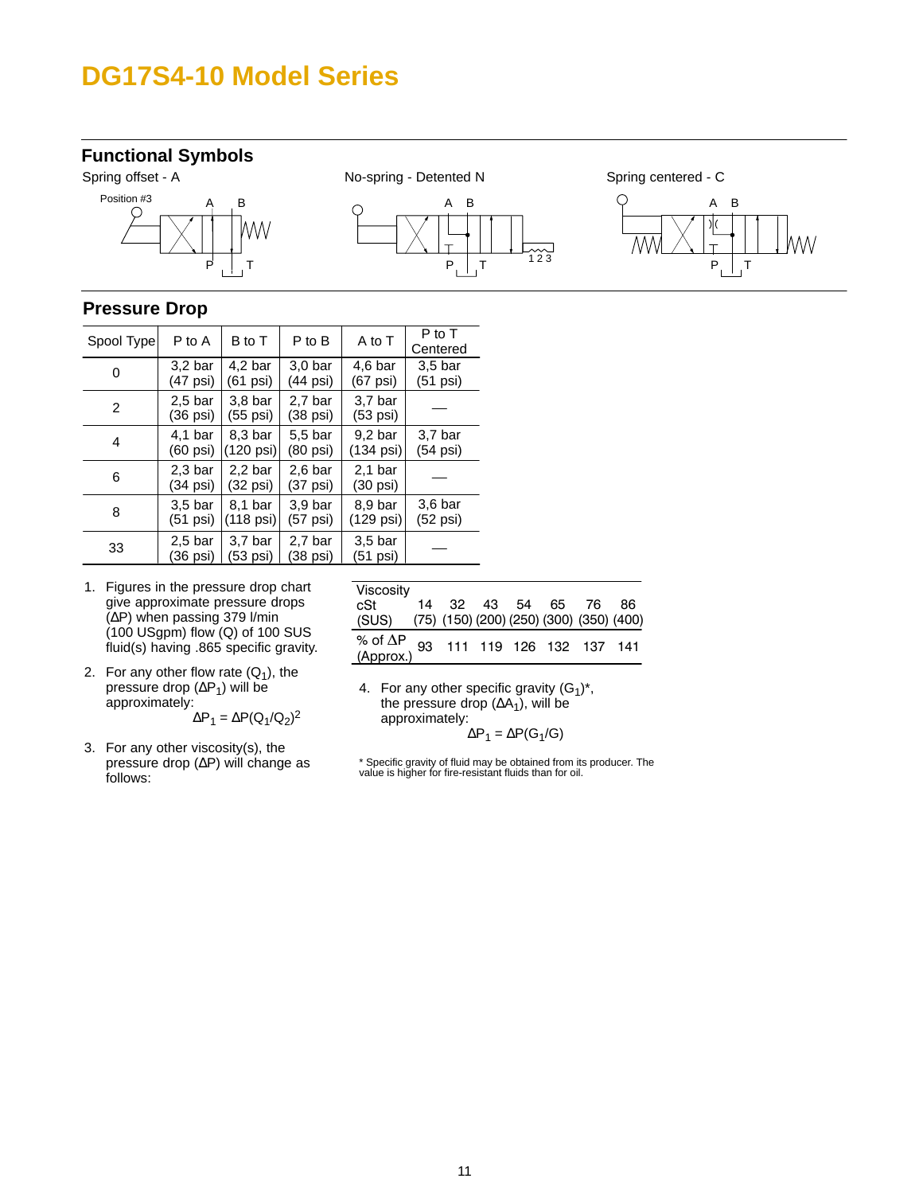# DG17S4-10 Model Series

## Functional Symbols

Spring offset - A

Position #3

A B

P T

No-spring - Detented N

A B

P T

1 2 3

Spring centered - C

A B

P T

## Pressure Drop

| Spool Type | P to A | B to T | P to B | A to T | P to T Centered |
|---|---|---|---|---|---|
| 0 | 3,2 bar (47 psi) | 4,2 bar (61 psi) | 3,0 bar (44 psi) | 4,6 bar (67 psi) | 3,5 bar (51 psi) |
| 2 | 2,5 bar (36 psi) | 3,8 bar (55 psi) | 2,7 bar (38 psi) | 3,7 bar (53 psi) | — |
| 4 | 4,1 bar (60 psi) | 8,3 bar (120 psi) | 5,5 bar (80 psi) | 9,2 bar (134 psi) | 3,7 bar (54 psi) |
| 6 | 2,3 bar (34 psi) | 2,2 bar (32 psi) | 2,6 bar (37 psi) | 2,1 bar (30 psi) | — |
| 8 | 3,5 bar (51 psi) | 8,1 bar (118 psi) | 3,9 bar (57 psi) | 8,9 bar (129 psi) | 3,6 bar (52 psi) |
| 33 | 2,5 bar (36 psi) | 3,7 bar (53 psi) | 2,7 bar (38 psi) | 3,5 bar (51 psi) | — |

1. Figures in the pressure drop chart give approximate pressure drops ($\Delta P$) when passing 379 l/min (100 USgpm) flow (Q) of 100 SUS fluid(s) having .865 specific gravity.

2. For any other flow rate ($Q_1$), the pressure drop ($\Delta P_1$) will be approximately:

   $$\Delta P_1 = \Delta P(Q_1/Q_2)^2$$

3. For any other viscosity(s), the pressure drop ($\Delta P$) will change as follows:

| Viscosity cSt (SUS) | 14 (75) | 32 (150) | 43 (200) | 54 (250) | 65 (300) | 76 (350) | 86 (400) |
|---|---|---|---|---|---|---|---|
| % of $\Delta P$ (Approx.) | 93 | 111 | 119 | 126 | 132 | 137 | 141 |

4. For any other specific gravity ($G_1$)*, the pressure drop ($\Delta A_1$), will be approximately:

   $$\Delta P_1 = \Delta P(G_1/G)$$

\* Specific gravity of fluid may be obtained from its producer. The value is higher for fire-resistant fluids than for oil.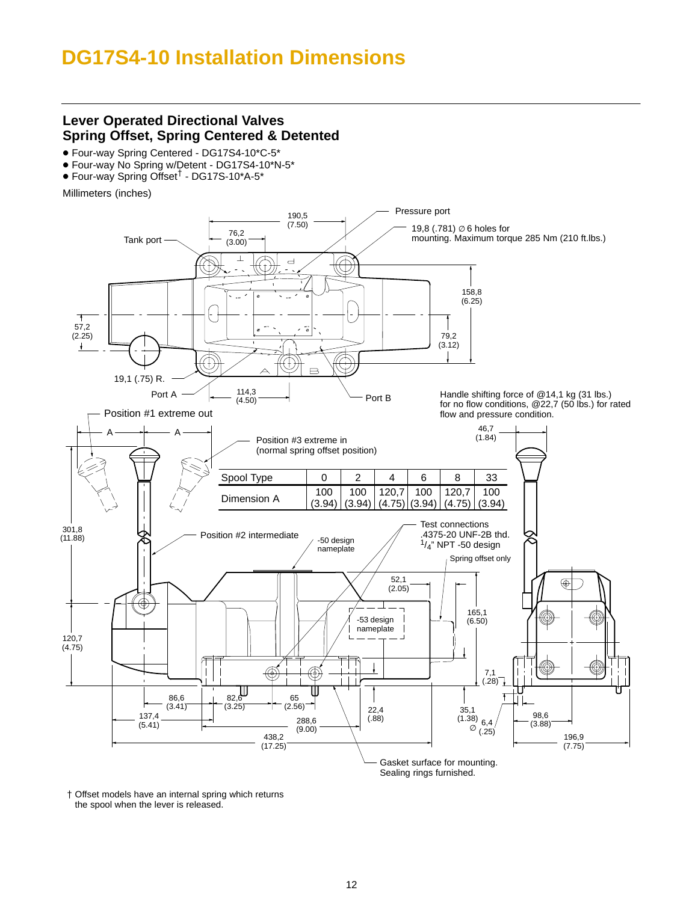# DG17S4-10 Installation Dimensions

## Lever Operated Directional Valves
## Spring Offset, Spring Centered & Detented

- Four-way Spring Centered - DG17S4-10*C-5*
- Four-way No Spring w/Detent - DG17S4-10*N-5*
- Four-way Spring Offset† - DG17S-10*A-5*

Millimeters (inches)

Pressure port

19,8 (.781) ∅ 6 holes for mounting. Maximum torque 285 Nm (210 ft.lbs.)

Tank port

190,5 (7.50)

76,2 (3.00)

158,8 (6.25)

79,2 (3.12)

57,2 (2.25)

19,1 (.75) R.

Port A

114,3 (4.50)

Port B

Handle shifting force of @14,1 kg (31 lbs.) for no flow conditions, @22,7 (50 lbs.) for rated flow and pressure condition.

Position #1 extreme out

Position #3 extreme in (normal spring offset position)

46,7 (1.84)

| Spool Type | 0 | 2 | 4 | 6 | 8 | 33 |
|---|---|---|---|---|---|---|
| Dimension A | 100 (3.94) | 100 (3.94) | 120,7 (4.75) | 100 (3.94) | 120,7 (4.75) | 100 (3.94) |

301,8 (11.88)

Position #2 intermediate

-50 design nameplate

Test connections .4375-20 UNF-2B thd. 1/4" NPT -50 design

Spring offset only

52,1 (2.05)

165,1 (6.50)

-53 design nameplate

120,7 (4.75)

7,1 (.28)

86,6 (3.41)

82,6 (3.25)

65 (2.56)

22,4 (.88)

35,1 (1.38)

6,4 ∅ (.25)

98,6 (3.88)

137,4 (5.41)

288,6 (9.00)

438,2 (17.25)

196,9 (7.75)

Gasket surface for mounting. Sealing rings furnished.

† Offset models have an internal spring which returns the spool when the lever is released.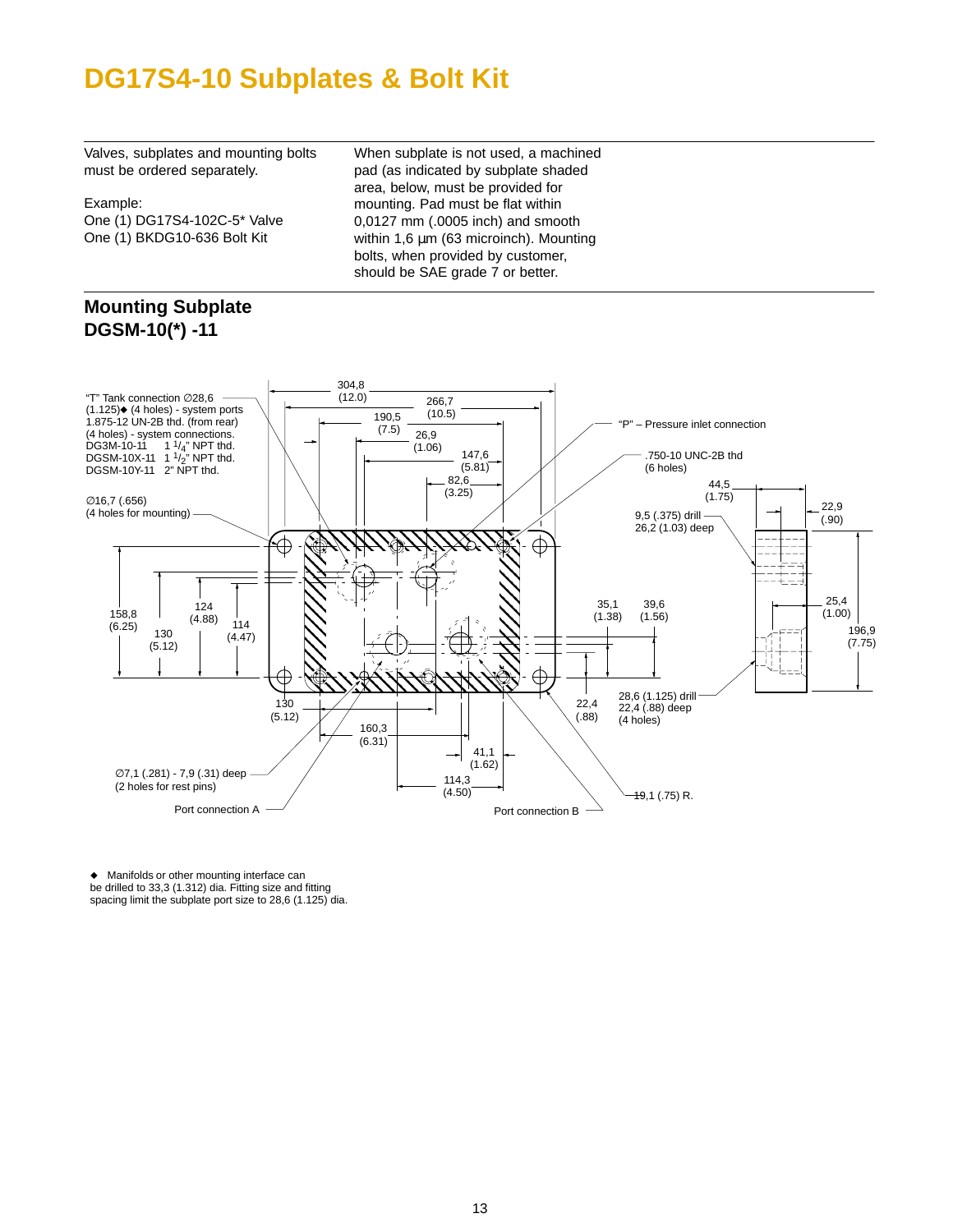# DG17S4-10 Subplates & Bolt Kit

Valves, subplates and mounting bolts must be ordered separately.

Example:
One (1) DG17S4-102C-5* Valve
One (1) BKDG10-636 Bolt Kit

When subplate is not used, a machined pad (as indicated by subplate shaded area, below, must be provided for mounting. Pad must be flat within 0,0127 mm (.0005 inch) and smooth within 1,6 µm (63 microinch). Mounting bolts, when provided by customer, should be SAE grade 7 or better.

## Mounting Subplate DGSM-10(*) -11

"T" Tank connection ∅28,6 (1.125)◆ (4 holes) - system ports 1.875-12 UN-2B thd. (from rear) (4 holes) - system connections.
DG3M-10-11 1 1/4" NPT thd.
DGSM-10X-11 1 1/2" NPT thd.
DGSM-10Y-11 2" NPT thd.

∅16,7 (.656) (4 holes for mounting)

304,8 (12.0)
266,7 (10.5)
190,5 (7.5)
26,9 (1.06)
147,6 (5.81)
82,6 (3.25)

"P" – Pressure inlet connection

.750-10 UNC-2B thd (6 holes)

44,5 (1.75)
22,9 (.90)
9,5 (.375) drill 26,2 (1.03) deep

158,8 (6.25)
124 (4.88)
130 (5.12)
114 (4.47)

35,1 (1.38)
39,6 (1.56)
25,4 (1.00)
196,9 (7.75)

130 (5.12)
160,3 (6.31)
41,1 (1.62)
114,3 (4.50)
22,4 (.88)

28,6 (1.125) drill 22,4 (.88) deep (4 holes)

∅7,1 (.281) - 7,9 (.31) deep (2 holes for rest pins)

Port connection A

Port connection B

19,1 (.75) R.

◆ Manifolds or other mounting interface can be drilled to 33,3 (1.312) dia. Fitting size and fitting spacing limit the subplate port size to 28,6 (1.125) dia.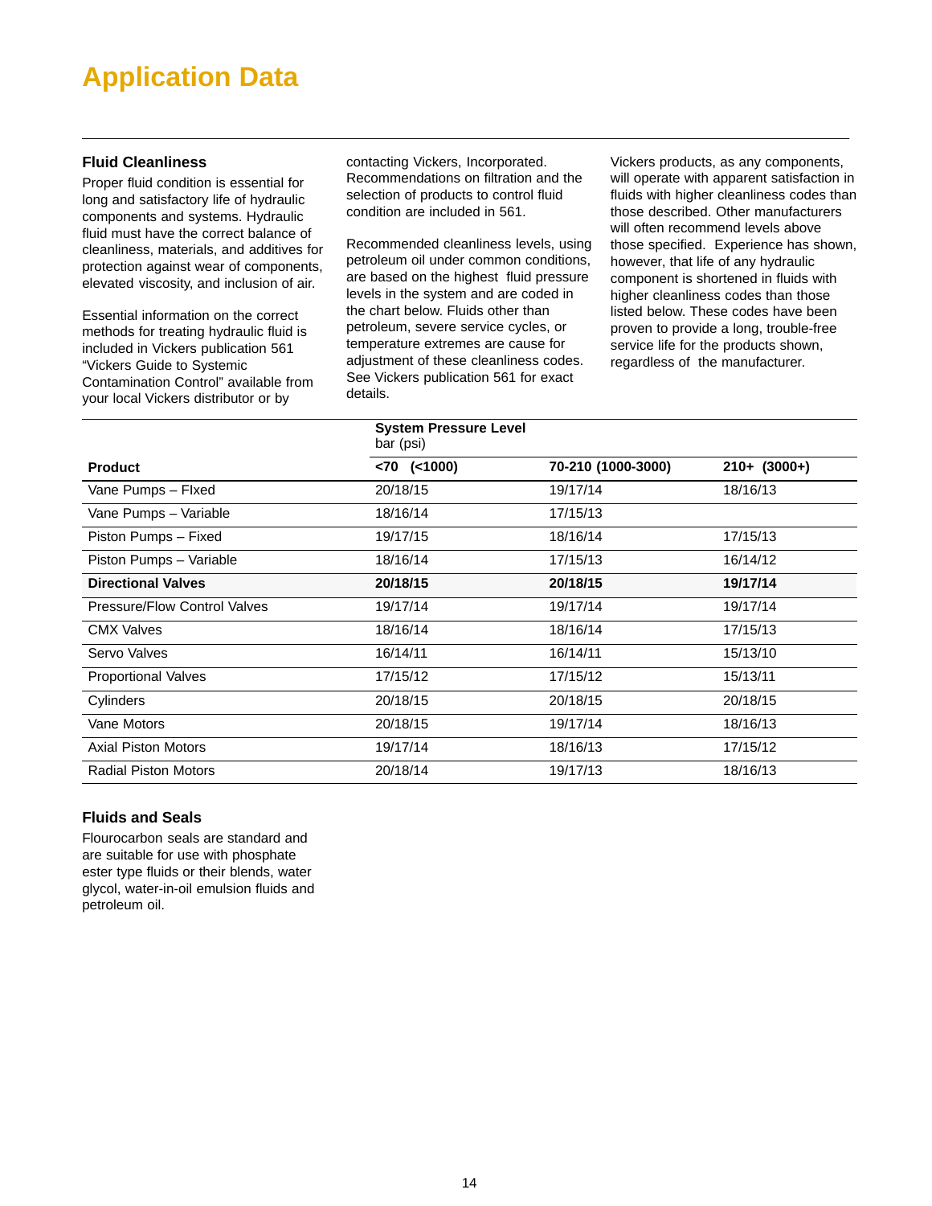# Application Data

## Fluid Cleanliness

Proper fluid condition is essential for long and satisfactory life of hydraulic components and systems. Hydraulic fluid must have the correct balance of cleanliness, materials, and additives for protection against wear of components, elevated viscosity, and inclusion of air.

Essential information on the correct methods for treating hydraulic fluid is included in Vickers publication 561 "Vickers Guide to Systemic Contamination Control" available from your local Vickers distributor or by contacting Vickers, Incorporated. Recommendations on filtration and the selection of products to control fluid condition are included in 561.

Recommended cleanliness levels, using petroleum oil under common conditions, are based on the highest fluid pressure levels in the system and are coded in the chart below. Fluids other than petroleum, severe service cycles, or temperature extremes are cause for adjustment of these cleanliness codes. See Vickers publication 561 for exact details.

Vickers products, as any components, will operate with apparent satisfaction in fluids with higher cleanliness codes than those described. Other manufacturers will often recommend levels above those specified. Experience has shown, however, that life of any hydraulic component is shortened in fluids with higher cleanliness codes than those listed below. These codes have been proven to provide a long, trouble-free service life for the products shown, regardless of the manufacturer.

| | **System Pressure Level** bar (psi) | | |
|---|---|---|---|
| **Product** | **<70 (<1000)** | **70-210 (1000-3000)** | **210+ (3000+)** |
| Vane Pumps – FIxed | 20/18/15 | 19/17/14 | 18/16/13 |
| Vane Pumps – Variable | 18/16/14 | 17/15/13 | |
| Piston Pumps – Fixed | 19/17/15 | 18/16/14 | 17/15/13 |
| Piston Pumps – Variable | 18/16/14 | 17/15/13 | 16/14/12 |
| **Directional Valves** | **20/18/15** | **20/18/15** | **19/17/14** |
| Pressure/Flow Control Valves | 19/17/14 | 19/17/14 | 19/17/14 |
| CMX Valves | 18/16/14 | 18/16/14 | 17/15/13 |
| Servo Valves | 16/14/11 | 16/14/11 | 15/13/10 |
| Proportional Valves | 17/15/12 | 17/15/12 | 15/13/11 |
| Cylinders | 20/18/15 | 20/18/15 | 20/18/15 |
| Vane Motors | 20/18/15 | 19/17/14 | 18/16/13 |
| Axial Piston Motors | 19/17/14 | 18/16/13 | 17/15/12 |
| Radial Piston Motors | 20/18/14 | 19/17/13 | 18/16/13 |

## Fluids and Seals

Flourocarbon seals are standard and are suitable for use with phosphate ester type fluids or their blends, water glycol, water-in-oil emulsion fluids and petroleum oil.